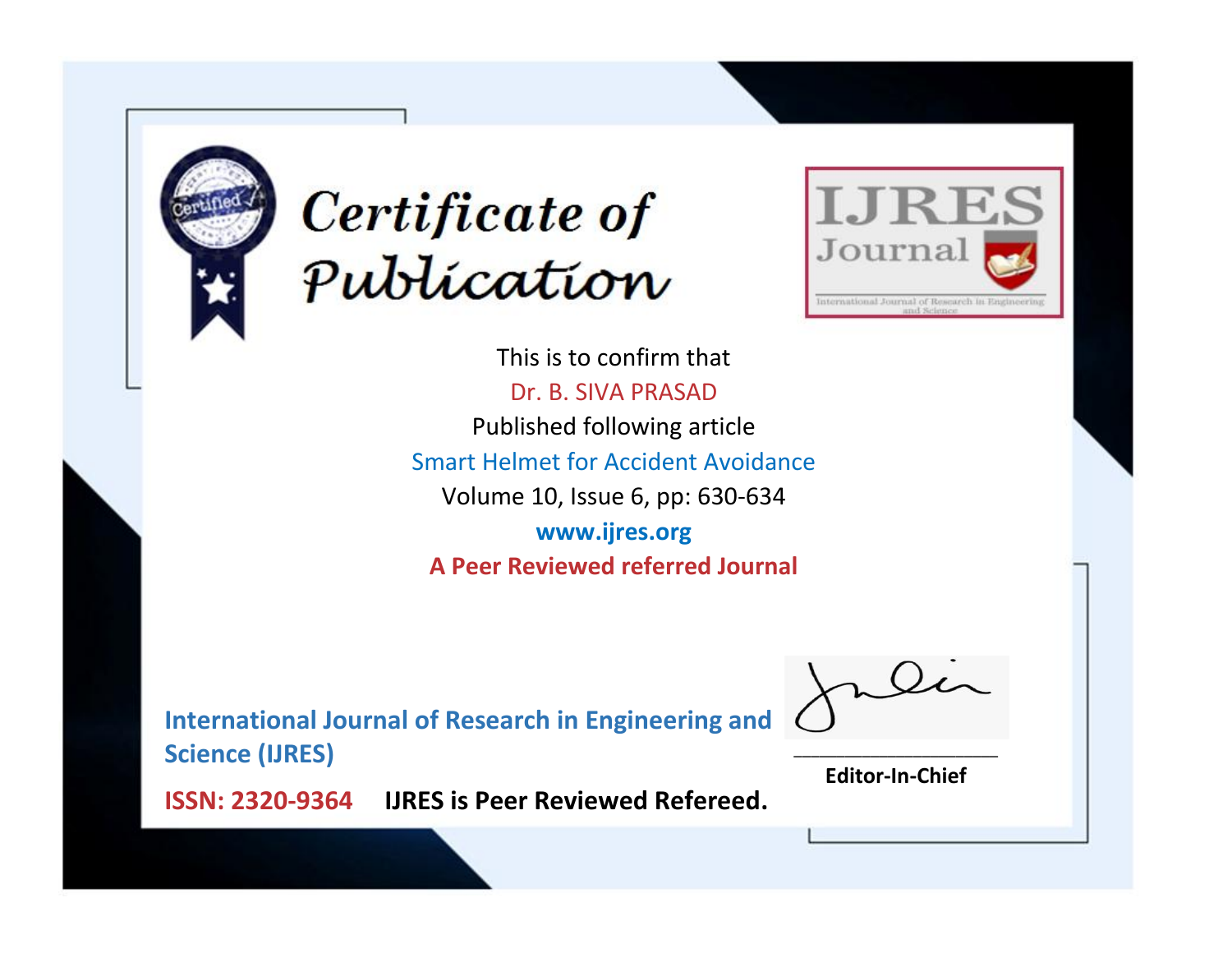# Certificate of Publication

IJRES Journal

International Journal of Research in Engineering and Science

This is to confirm that

Dr. B. SIVA PRASAD

Published following article

Smart Helmet for Accident Avoidance

Volume 10, Issue 6, pp: 630-634

**www.ijres.org**

**A Peer Reviewed referred Journal**

**International Journal of Research in Engineering and Science (IJRES)**

**ISSN: 2320-9364** **IJRES is Peer Reviewed Refereed.**

____________________

**Editor-In-Chief**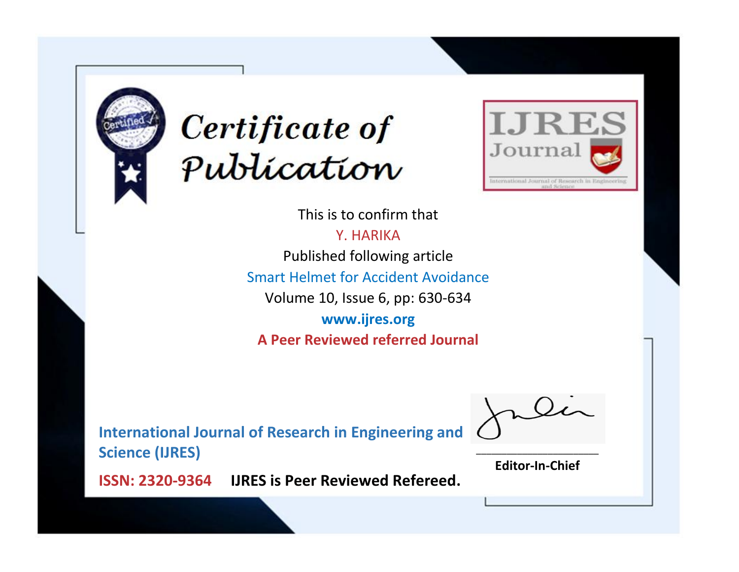# Certificate of Publication

IJRES Journal

International Journal of Research in Engineering and Science

This is to confirm that

Y. HARIKA

Published following article

Smart Helmet for Accident Avoidance

Volume 10, Issue 6, pp: 630-634

www.ijres.org

**A Peer Reviewed referred Journal**

**International Journal of Research in Engineering and Science (IJRES)**

**ISSN: 2320-9364**     **IJRES is Peer Reviewed Refereed.**

**Editor-In-Chief**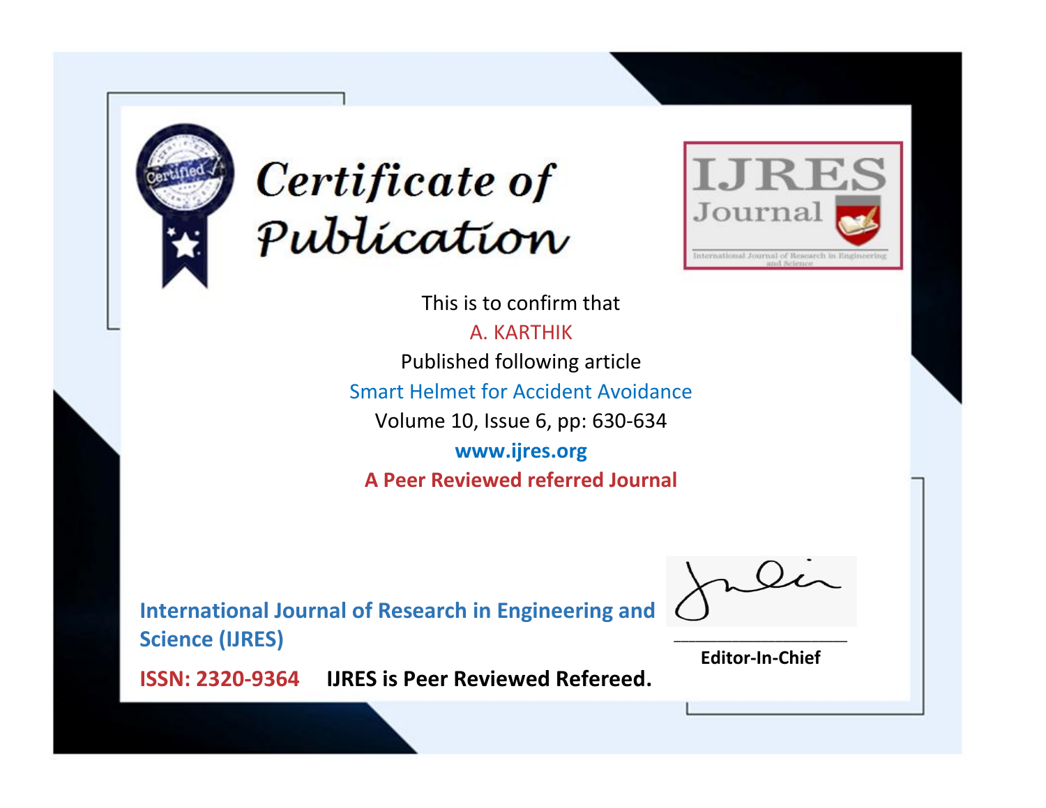# Certificate of Publication

IJRES Journal

International Journal of Research in Engineering and Science

This is to confirm that

A. KARTHIK

Published following article

Smart Helmet for Accident Avoidance

Volume 10, Issue 6, pp: 630-634

**www.ijres.org**

**A Peer Reviewed referred Journal**

**International Journal of Research in Engineering and Science (IJRES)**

**ISSN: 2320-9364** **IJRES is Peer Reviewed Refereed.**

**Editor-In-Chief**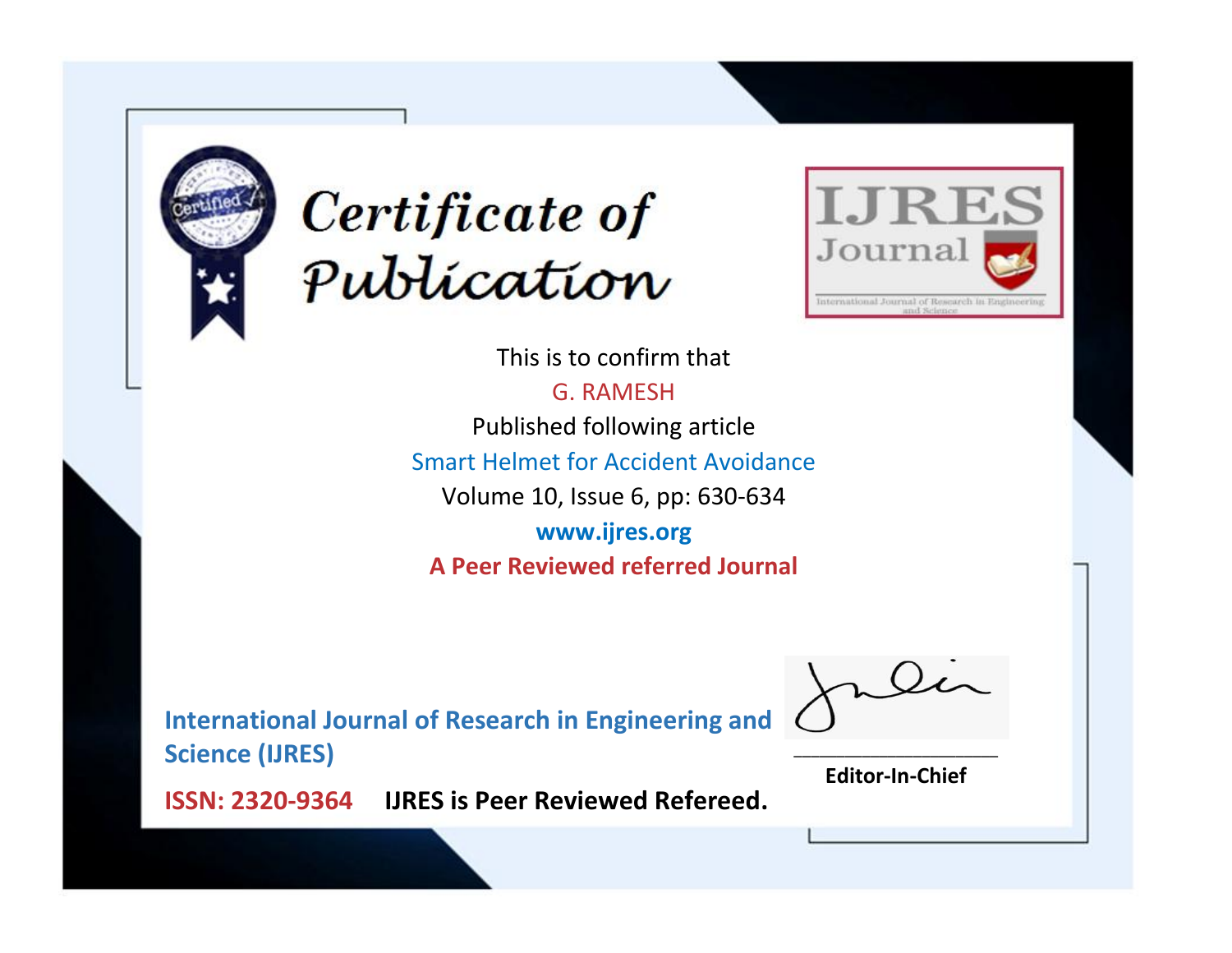# Certificate of Publication

**IJRES Journal**

International Journal of Research in Engineering and Science

This is to confirm that

G. RAMESH

Published following article

Smart Helmet for Accident Avoidance

Volume 10, Issue 6, pp: 630-634

**www.ijres.org**

**A Peer Reviewed referred Journal**

**International Journal of Research in Engineering and Science (IJRES)**

**ISSN: 2320-9364** **IJRES is Peer Reviewed Refereed.**

**Editor-In-Chief**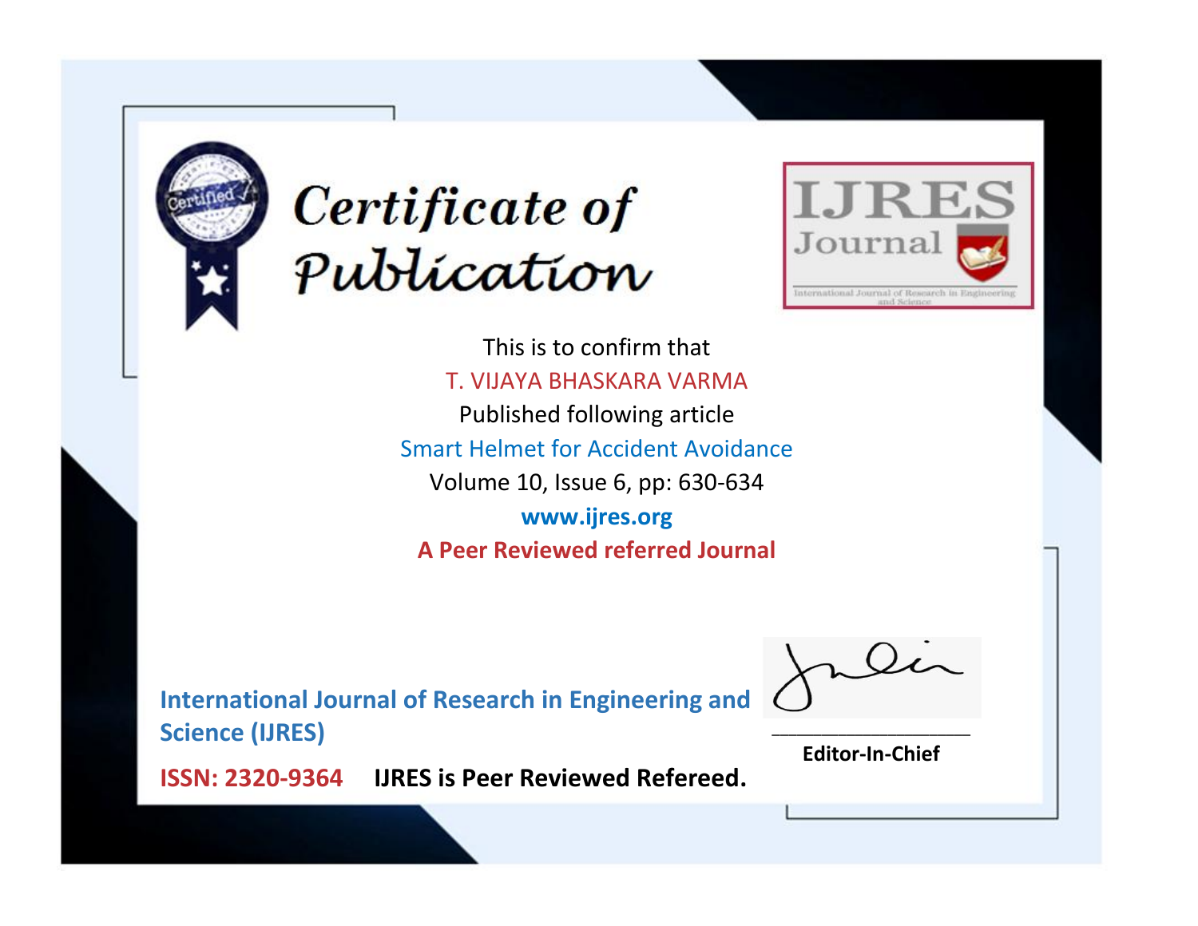# Certificate of Publication

IJRES Journal

International Journal of Research in Engineering and Science

This is to confirm that

T. VIJAYA BHASKARA VARMA

Published following article

Smart Helmet for Accident Avoidance

Volume 10, Issue 6, pp: 630-634

**www.ijres.org**

**A Peer Reviewed referred Journal**

**International Journal of Research in Engineering and Science (IJRES)**

**ISSN: 2320-9364** **IJRES is Peer Reviewed Refereed.**

**Editor-In-Chief**